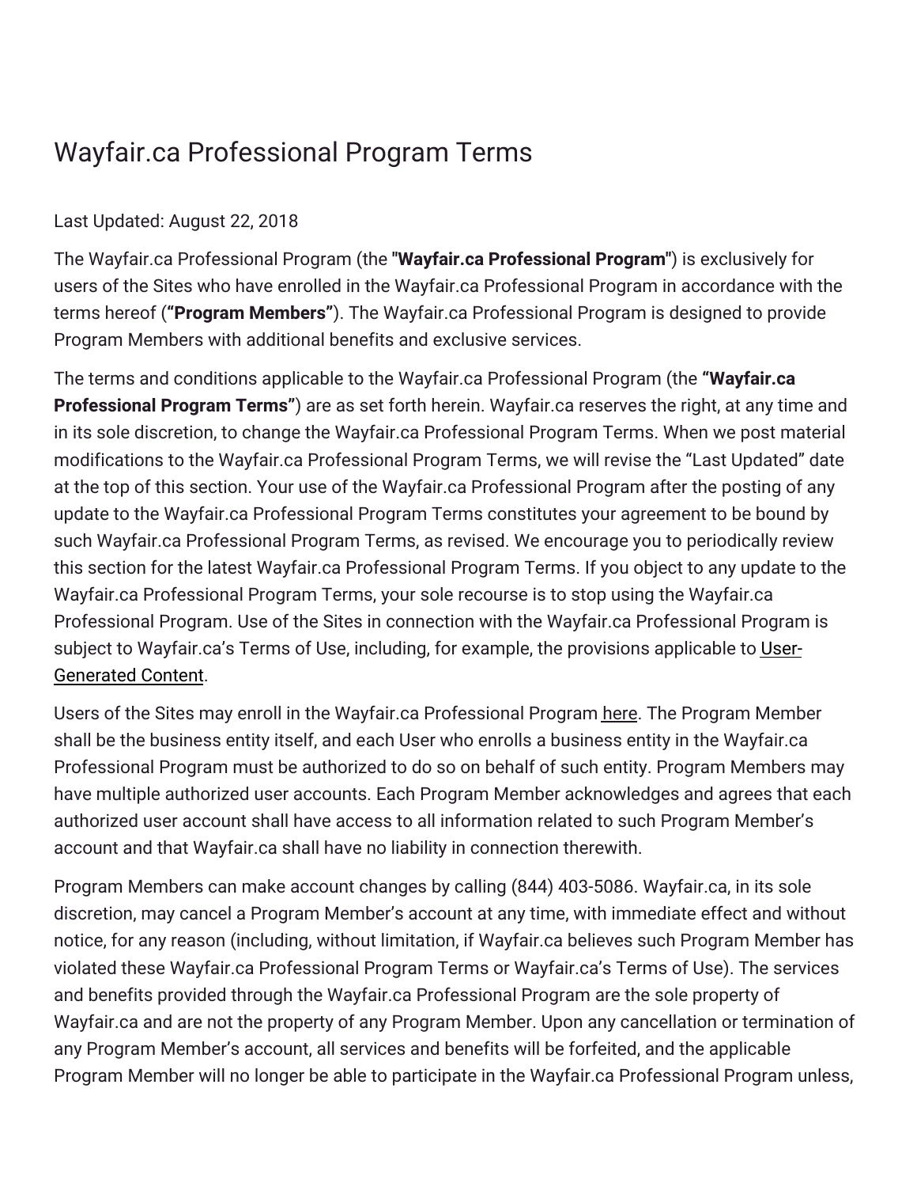# Wayfair.ca Professional Program Terms

Last Updated: August 22, 2018

The Wayfair.ca Professional Program (the "**Wayfair.ca Professional Program**") is exclusively for users of the Sites who have enrolled in the Wayfair.ca Professional Program in accordance with the terms hereof (**"Program Members"**). The Wayfair.ca Professional Program is designed to provide Program Members with additional benefits and exclusive services.

The terms and conditions applicable to the Wayfair.ca Professional Program (the **"Wayfair.ca Professional Program Terms"**) are as set forth herein. Wayfair.ca reserves the right, at any time and in its sole discretion, to change the Wayfair.ca Professional Program Terms. When we post material modifications to the Wayfair.ca Professional Program Terms, we will revise the "Last Updated" date at the top of this section. Your use of the Wayfair.ca Professional Program after the posting of any update to the Wayfair.ca Professional Program Terms constitutes your agreement to be bound by such Wayfair.ca Professional Program Terms, as revised. We encourage you to periodically review this section for the latest Wayfair.ca Professional Program Terms. If you object to any update to the Wayfair.ca Professional Program Terms, your sole recourse is to stop using the Wayfair.ca Professional Program. Use of the Sites in connection with the Wayfair.ca Professional Program is subject to Wayfair.ca's Terms of Use, including, for example, the provisions applicable to User-Generated Content.

Users of the Sites may enroll in the Wayfair.ca Professional Program here. The Program Member shall be the business entity itself, and each User who enrolls a business entity in the Wayfair.ca Professional Program must be authorized to do so on behalf of such entity. Program Members may have multiple authorized user accounts. Each Program Member acknowledges and agrees that each authorized user account shall have access to all information related to such Program Member's account and that Wayfair.ca shall have no liability in connection therewith.

Program Members can make account changes by calling (844) 403-5086. Wayfair.ca, in its sole discretion, may cancel a Program Member's account at any time, with immediate effect and without notice, for any reason (including, without limitation, if Wayfair.ca believes such Program Member has violated these Wayfair.ca Professional Program Terms or Wayfair.ca's Terms of Use). The services and benefits provided through the Wayfair.ca Professional Program are the sole property of Wayfair.ca and are not the property of any Program Member. Upon any cancellation or termination of any Program Member's account, all services and benefits will be forfeited, and the applicable Program Member will no longer be able to participate in the Wayfair.ca Professional Program unless,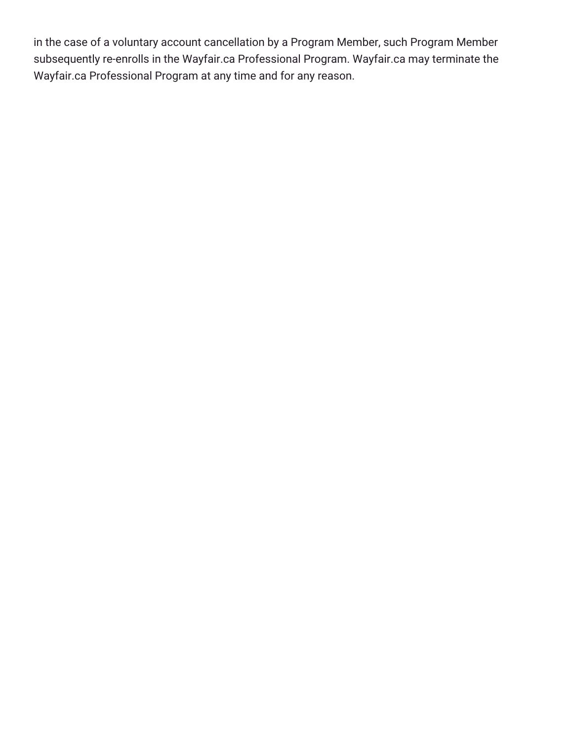in the case of a voluntary account cancellation by a Program Member, such Program Member subsequently re-enrolls in the Wayfair.ca Professional Program. Wayfair.ca may terminate the Wayfair.ca Professional Program at any time and for any reason.